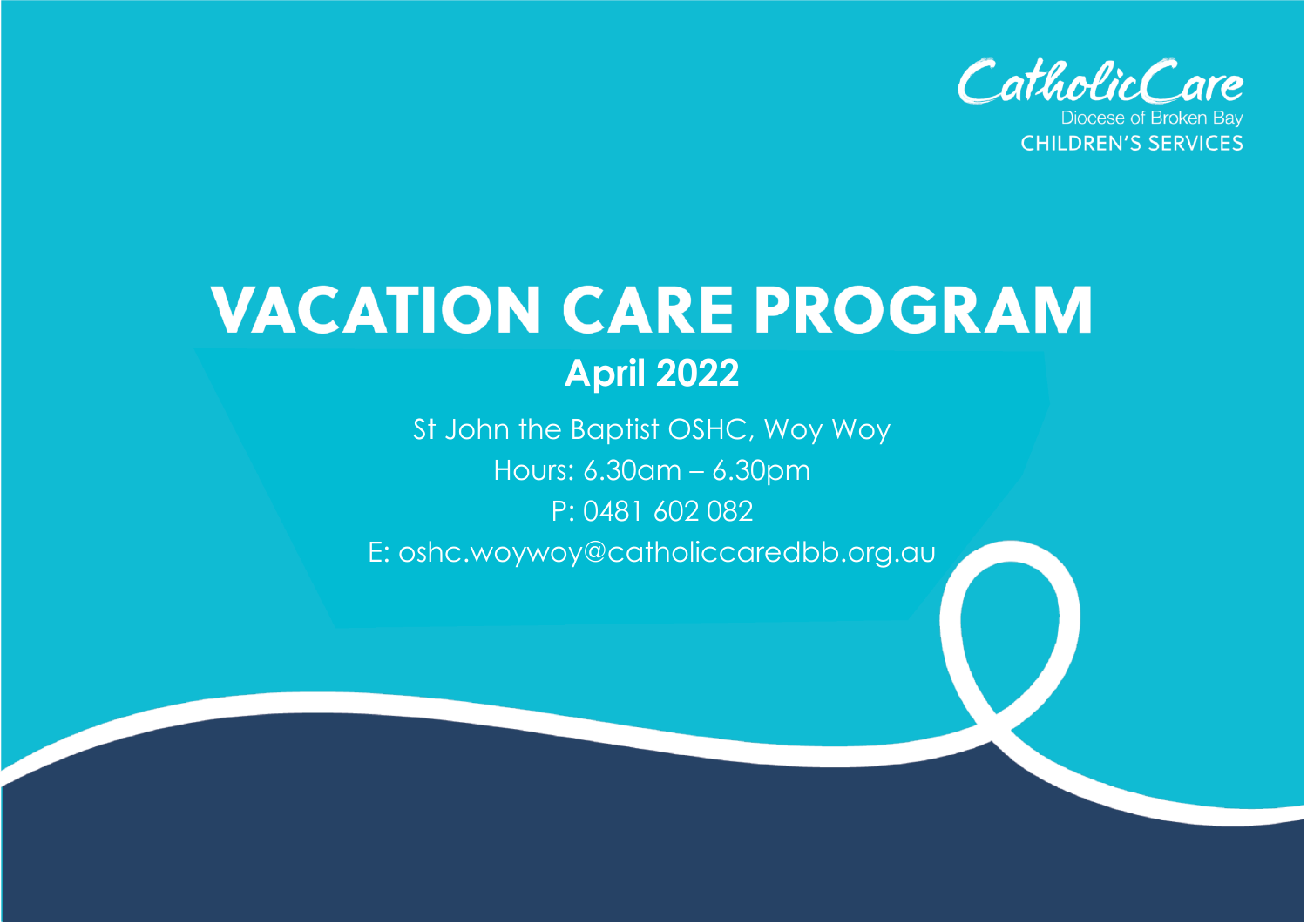CatholicCare
Diocese of Broken Bay
CHILDREN'S SERVICES

# VACATION CARE PROGRAM

## April 2022

St John the Baptist OSHC, Woy Woy

Hours: 6.30am – 6.30pm

P: 0481 602 082

E: oshc.woywoy@catholiccaredbb.org.au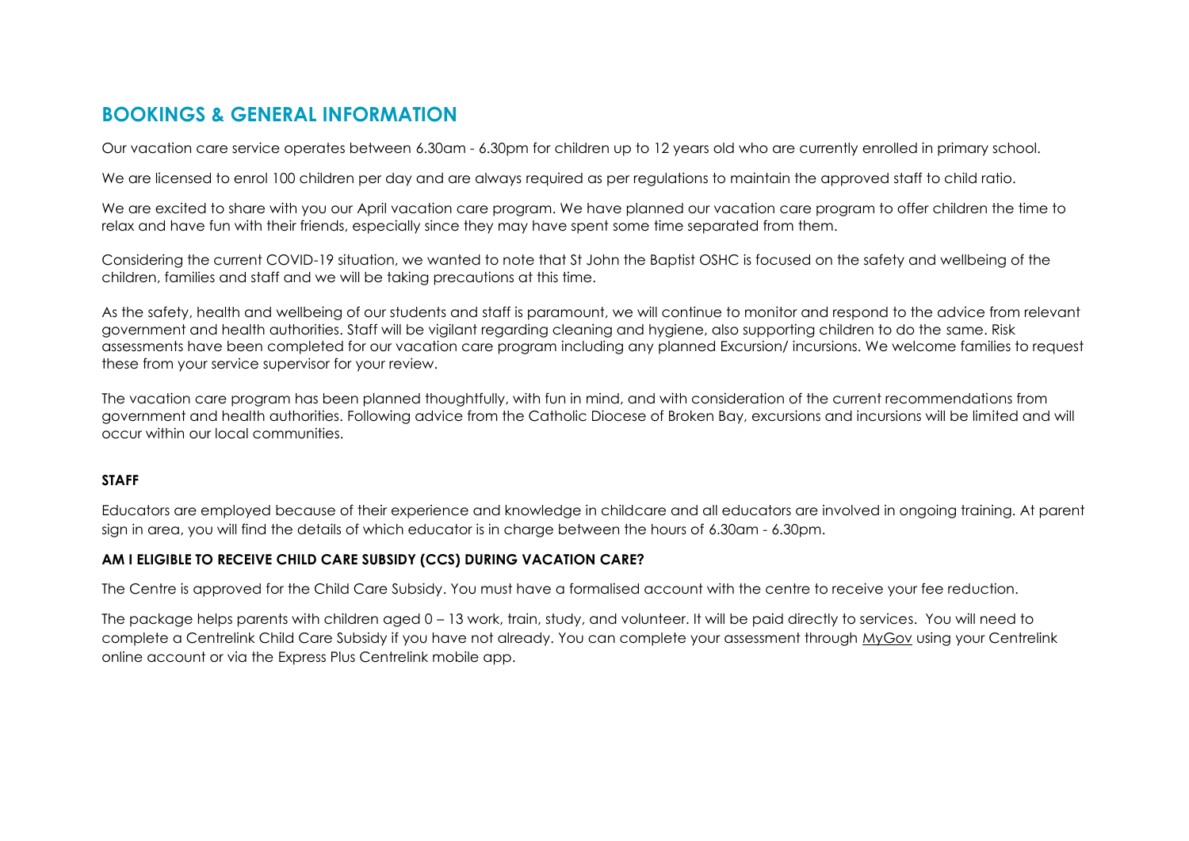## BOOKINGS & GENERAL INFORMATION

Our vacation care service operates between 6.30am - 6.30pm for children up to 12 years old who are currently enrolled in primary school.

We are licensed to enrol 100 children per day and are always required as per regulations to maintain the approved staff to child ratio.

We are excited to share with you our April vacation care program. We have planned our vacation care program to offer children the time to relax and have fun with their friends, especially since they may have spent some time separated from them.

Considering the current COVID-19 situation, we wanted to note that St John the Baptist OSHC is focused on the safety and wellbeing of the children, families and staff and we will be taking precautions at this time.

As the safety, health and wellbeing of our students and staff is paramount, we will continue to monitor and respond to the advice from relevant government and health authorities. Staff will be vigilant regarding cleaning and hygiene, also supporting children to do the same. Risk assessments have been completed for our vacation care program including any planned Excursion/ incursions. We welcome families to request these from your service supervisor for your review.

The vacation care program has been planned thoughtfully, with fun in mind, and with consideration of the current recommendations from government and health authorities. Following advice from the Catholic Diocese of Broken Bay, excursions and incursions will be limited and will occur within our local communities.

**STAFF**

Educators are employed because of their experience and knowledge in childcare and all educators are involved in ongoing training. At parent sign in area, you will find the details of which educator is in charge between the hours of 6.30am - 6.30pm.

**AM I ELIGIBLE TO RECEIVE CHILD CARE SUBSIDY (CCS) DURING VACATION CARE?**

The Centre is approved for the Child Care Subsidy. You must have a formalised account with the centre to receive your fee reduction.

The package helps parents with children aged 0 – 13 work, train, study, and volunteer. It will be paid directly to services. You will need to complete a Centrelink Child Care Subsidy if you have not already. You can complete your assessment through MyGov using your Centrelink online account or via the Express Plus Centrelink mobile app.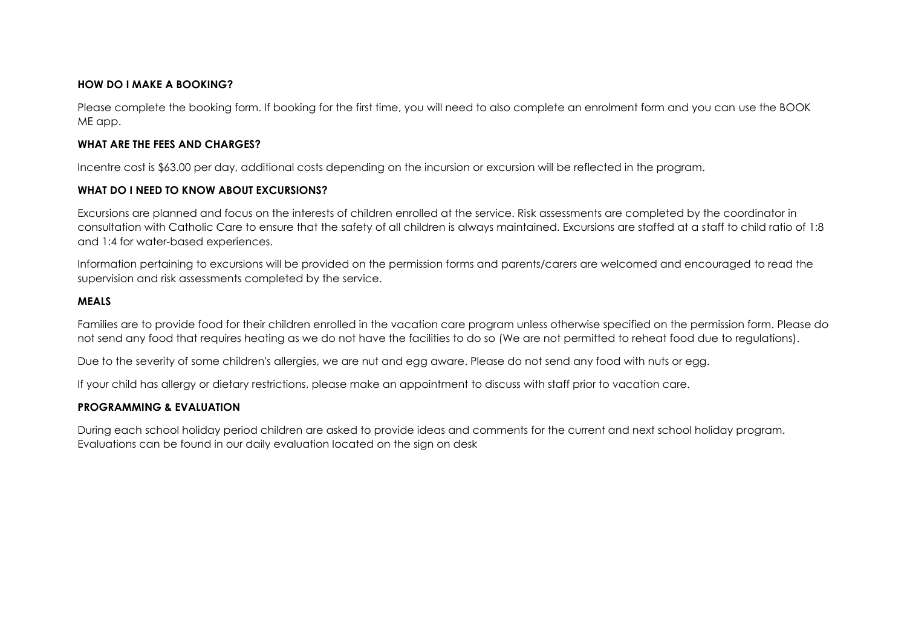**HOW DO I MAKE A BOOKING?**

Please complete the booking form. If booking for the first time, you will need to also complete an enrolment form and you can use the BOOK ME app.

**WHAT ARE THE FEES AND CHARGES?**

Incentre cost is $63.00 per day, additional costs depending on the incursion or excursion will be reflected in the program.

**WHAT DO I NEED TO KNOW ABOUT EXCURSIONS?**

Excursions are planned and focus on the interests of children enrolled at the service. Risk assessments are completed by the coordinator in consultation with Catholic Care to ensure that the safety of all children is always maintained. Excursions are staffed at a staff to child ratio of 1:8 and 1:4 for water-based experiences.

Information pertaining to excursions will be provided on the permission forms and parents/carers are welcomed and encouraged to read the supervision and risk assessments completed by the service.

**MEALS**

Families are to provide food for their children enrolled in the vacation care program unless otherwise specified on the permission form. Please do not send any food that requires heating as we do not have the facilities to do so (We are not permitted to reheat food due to regulations).

Due to the severity of some children's allergies, we are nut and egg aware. Please do not send any food with nuts or egg.

If your child has allergy or dietary restrictions, please make an appointment to discuss with staff prior to vacation care.

**PROGRAMMING & EVALUATION**

During each school holiday period children are asked to provide ideas and comments for the current and next school holiday program. Evaluations can be found in our daily evaluation located on the sign on desk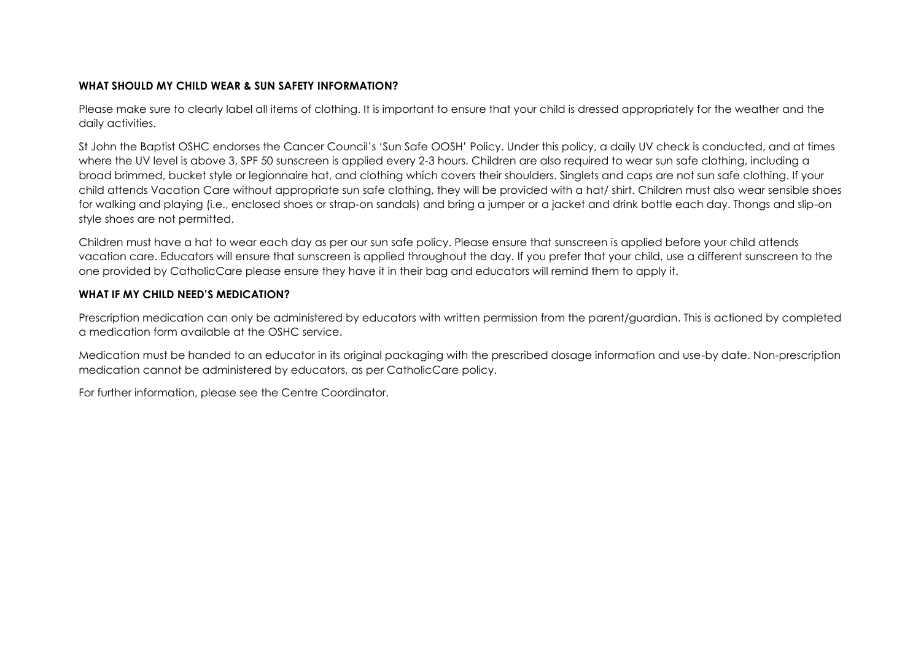**WHAT SHOULD MY CHILD WEAR & SUN SAFETY INFORMATION?**

Please make sure to clearly label all items of clothing. It is important to ensure that your child is dressed appropriately for the weather and the daily activities.

St John the Baptist OSHC endorses the Cancer Council's 'Sun Safe OOSH' Policy. Under this policy, a daily UV check is conducted, and at times where the UV level is above 3, SPF 50 sunscreen is applied every 2-3 hours. Children are also required to wear sun safe clothing, including a broad brimmed, bucket style or legionnaire hat, and clothing which covers their shoulders. Singlets and caps are not sun safe clothing. If your child attends Vacation Care without appropriate sun safe clothing, they will be provided with a hat/ shirt. Children must also wear sensible shoes for walking and playing (i.e., enclosed shoes or strap-on sandals) and bring a jumper or a jacket and drink bottle each day. Thongs and slip-on style shoes are not permitted.

Children must have a hat to wear each day as per our sun safe policy. Please ensure that sunscreen is applied before your child attends vacation care. Educators will ensure that sunscreen is applied throughout the day. If you prefer that your child, use a different sunscreen to the one provided by CatholicCare please ensure they have it in their bag and educators will remind them to apply it.

**WHAT IF MY CHILD NEED'S MEDICATION?**

Prescription medication can only be administered by educators with written permission from the parent/guardian. This is actioned by completed a medication form available at the OSHC service.

Medication must be handed to an educator in its original packaging with the prescribed dosage information and use-by date. Non-prescription medication cannot be administered by educators, as per CatholicCare policy.

For further information, please see the Centre Coordinator.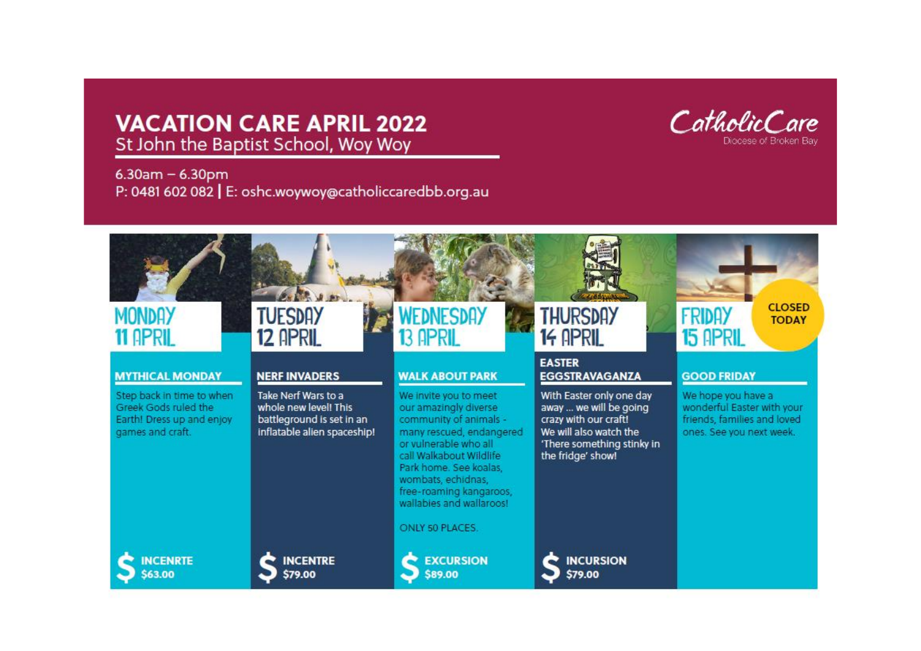# VACATION CARE APRIL 2022

St John the Baptist School, Woy Woy

CatholicCare
Diocese of Broken Bay

6.30am – 6.30pm
P: 0481 602 082 | E: oshc.woywoy@catholiccaredbb.org.au

## MONDAY 11 APRIL

### MYTHICAL MONDAY

Step back in time to when Greek Gods ruled the Earth! Dress up and enjoy games and craft.

**$ INCENRTE $63.00**

## TUESDAY 12 APRIL

### NERF INVADERS

Take Nerf Wars to a whole new level! This battleground is set in an inflatable alien spaceship!

**$ INCENTRE $79.00**

## WEDNESDAY 13 APRIL

### WALK ABOUT PARK

We invite you to meet our amazingly diverse community of animals - many rescued, endangered or vulnerable who all call Walkabout Wildlife Park home. See koalas, wombats, echidnas, free-roaming kangaroos, wallabies and wallaroos!

ONLY 50 PLACES.

**$ EXCURSION $89.00**

## THURSDAY 14 APRIL

### EASTER EGGSTRAVAGANZA

With Easter only one day away ... we will be going crazy with our craft! We will also watch the 'There something stinky in the fridge' show!

**$ INCURSION $79.00**

## FRIDAY 15 APRIL

**CLOSED TODAY**

### GOOD FRIDAY

We hope you have a wonderful Easter with your friends, families and loved ones. See you next week.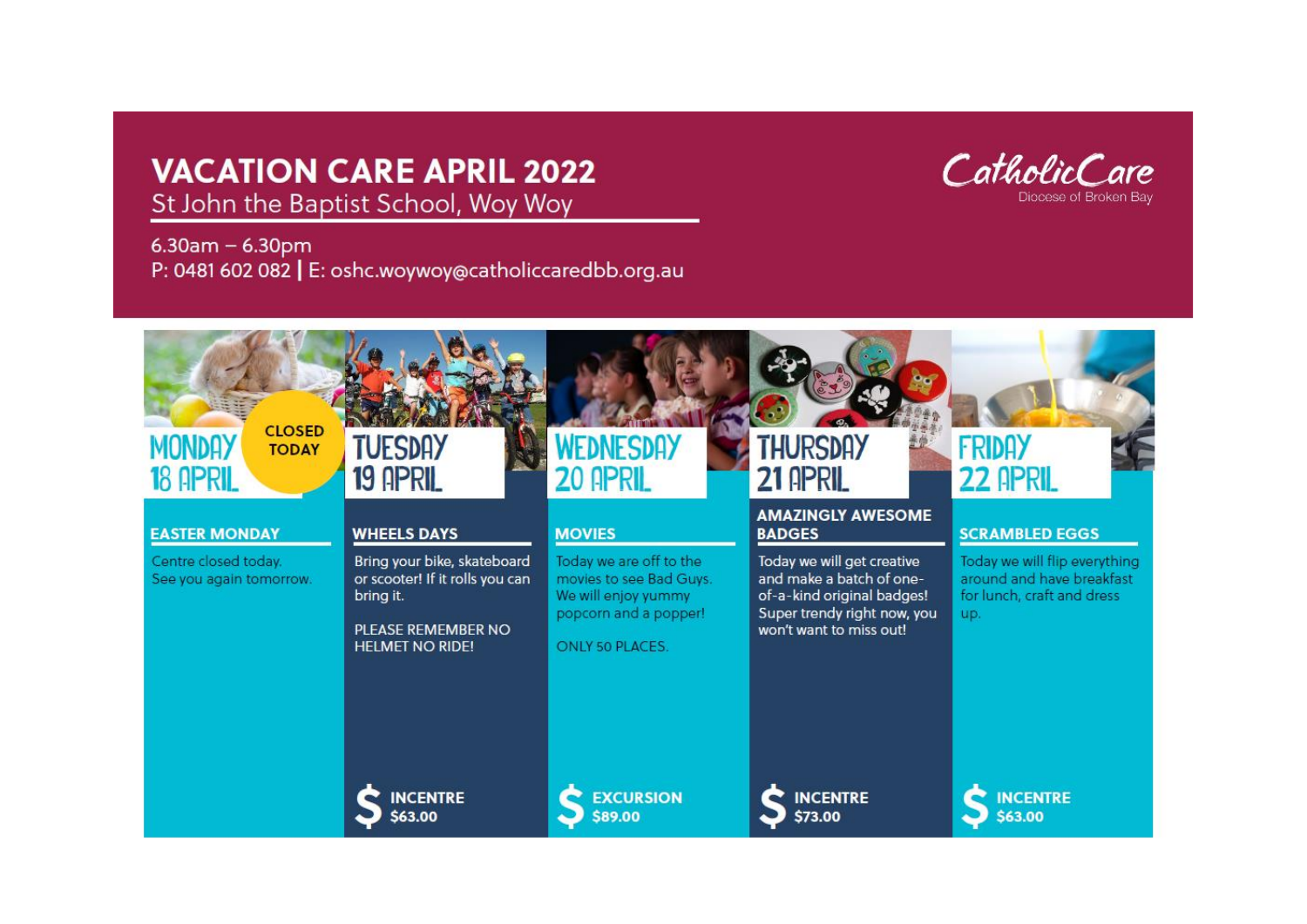# VACATION CARE APRIL 2022

St John the Baptist School, Woy Woy

6.30am – 6.30pm

P: 0481 602 082 | E: oshc.woywoy@catholiccaredbb.org.au

CatholicCare
Diocese of Broken Bay

## MONDAY 18 APRIL

**CLOSED TODAY**

### EASTER MONDAY

Centre closed today.
See you again tomorrow.

## TUESDAY 19 APRIL

### WHEELS DAYS

Bring your bike, skateboard or scooter! If it rolls you can bring it.

PLEASE REMEMBER NO HELMET NO RIDE!

**$ INCENTRE $63.00**

## WEDNESDAY 20 APRIL

### MOVIES

Today we are off to the movies to see Bad Guys. We will enjoy yummy popcorn and a popper!

ONLY 50 PLACES.

**$ EXCURSION $89.00**

## THURSDAY 21 APRIL

### AMAZINGLY AWESOME BADGES

Today we will get creative and make a batch of one-of-a-kind original badges! Super trendy right now, you won't want to miss out!

**$ INCENTRE $73.00**

## FRIDAY 22 APRIL

### SCRAMBLED EGGS

Today we will flip everything around and have breakfast for lunch, craft and dress up.

**$ INCENTRE $63.00**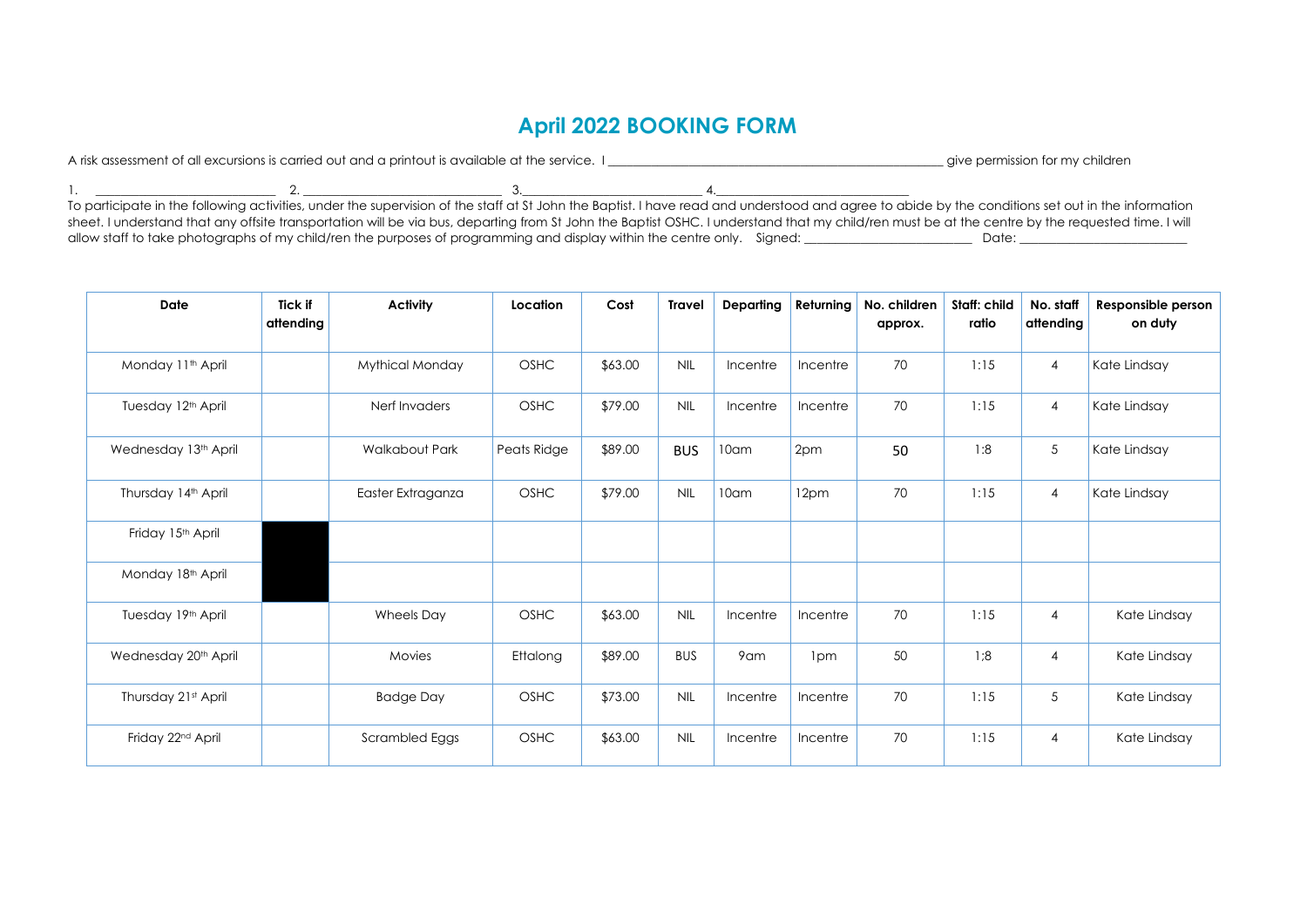# April 2022 BOOKING FORM

A risk assessment of all excursions is carried out and a printout is available at the service. I ______________________________________________ give permission for my children

1. ________________________ 2. ___________________________ 3.________________________ 4.___________________________

To participate in the following activities, under the supervision of the staff at St John the Baptist. I have read and understood and agree to abide by the conditions set out in the information sheet. I understand that any offsite transportation will be via bus, departing from St John the Baptist OSHC. I understand that my child/ren must be at the centre by the requested time. I will allow staff to take photographs of my child/ren the purposes of programming and display within the centre only. Signed: ______________________ Date: ______________________

| Date | Tick if attending | Activity | Location | Cost | Travel | Departing | Returning | No. children approx. | Staff: child ratio | No. staff attending | Responsible person on duty |
|---|---|---|---|---|---|---|---|---|---|---|---|
| Monday 11th April | | Mythical Monday | OSHC | $63.00 | NIL | Incentre | Incentre | 70 | 1:15 | 4 | Kate Lindsay |
| Tuesday 12th April | | Nerf Invaders | OSHC | $79.00 | NIL | Incentre | Incentre | 70 | 1:15 | 4 | Kate Lindsay |
| Wednesday 13th April | | Walkabout Park | Peats Ridge | $89.00 | BUS | 10am | 2pm | 50 | 1:8 | 5 | Kate Lindsay |
| Thursday 14th April | | Easter Extraganza | OSHC | $79.00 | NIL | 10am | 12pm | 70 | 1:15 | 4 | Kate Lindsay |
| Friday 15th April | | | | | | | | | | | |
| Monday 18th April | | | | | | | | | | | |
| Tuesday 19th April | | Wheels Day | OSHC | $63.00 | NIL | Incentre | Incentre | 70 | 1:15 | 4 | Kate Lindsay |
| Wednesday 20th April | | Movies | Ettalong | $89.00 | BUS | 9am | 1pm | 50 | 1;8 | 4 | Kate Lindsay |
| Thursday 21st April | | Badge Day | OSHC | $73.00 | NIL | Incentre | Incentre | 70 | 1:15 | 5 | Kate Lindsay |
| Friday 22nd April | | Scrambled Eggs | OSHC | $63.00 | NIL | Incentre | Incentre | 70 | 1:15 | 4 | Kate Lindsay |